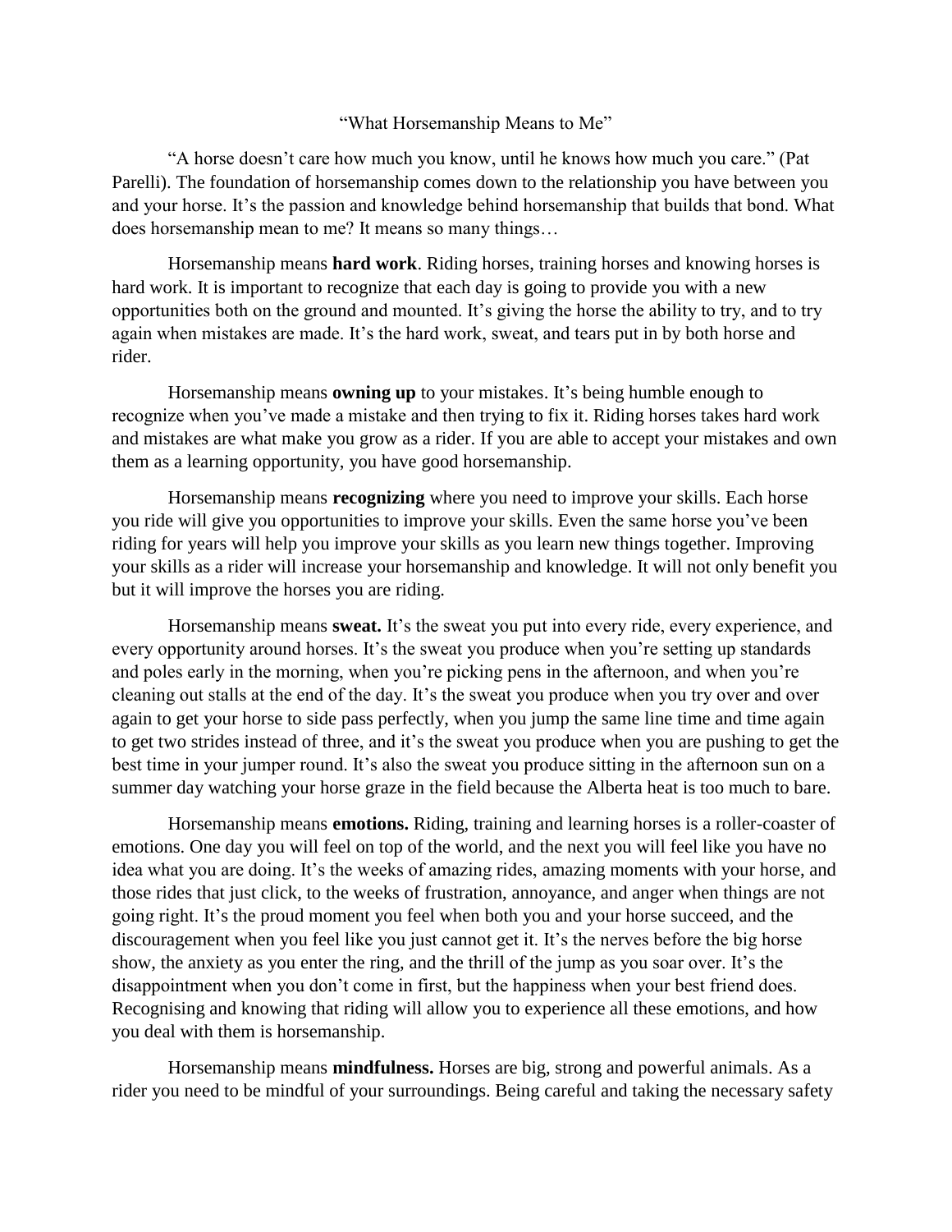# "What Horsemanship Means to Me"

"A horse doesn't care how much you know, until he knows how much you care." (Pat Parelli). The foundation of horsemanship comes down to the relationship you have between you and your horse. It's the passion and knowledge behind horsemanship that builds that bond. What does horsemanship mean to me? It means so many things…

Horsemanship means **hard work**. Riding horses, training horses and knowing horses is hard work. It is important to recognize that each day is going to provide you with a new opportunities both on the ground and mounted. It's giving the horse the ability to try, and to try again when mistakes are made. It's the hard work, sweat, and tears put in by both horse and rider.

Horsemanship means **owning up** to your mistakes. It's being humble enough to recognize when you've made a mistake and then trying to fix it. Riding horses takes hard work and mistakes are what make you grow as a rider. If you are able to accept your mistakes and own them as a learning opportunity, you have good horsemanship.

Horsemanship means **recognizing** where you need to improve your skills. Each horse you ride will give you opportunities to improve your skills. Even the same horse you've been riding for years will help you improve your skills as you learn new things together. Improving your skills as a rider will increase your horsemanship and knowledge. It will not only benefit you but it will improve the horses you are riding.

Horsemanship means **sweat.** It's the sweat you put into every ride, every experience, and every opportunity around horses. It's the sweat you produce when you're setting up standards and poles early in the morning, when you're picking pens in the afternoon, and when you're cleaning out stalls at the end of the day. It's the sweat you produce when you try over and over again to get your horse to side pass perfectly, when you jump the same line time and time again to get two strides instead of three, and it's the sweat you produce when you are pushing to get the best time in your jumper round. It's also the sweat you produce sitting in the afternoon sun on a summer day watching your horse graze in the field because the Alberta heat is too much to bare.

Horsemanship means **emotions.** Riding, training and learning horses is a roller-coaster of emotions. One day you will feel on top of the world, and the next you will feel like you have no idea what you are doing. It's the weeks of amazing rides, amazing moments with your horse, and those rides that just click, to the weeks of frustration, annoyance, and anger when things are not going right. It's the proud moment you feel when both you and your horse succeed, and the discouragement when you feel like you just cannot get it. It's the nerves before the big horse show, the anxiety as you enter the ring, and the thrill of the jump as you soar over. It's the disappointment when you don't come in first, but the happiness when your best friend does. Recognising and knowing that riding will allow you to experience all these emotions, and how you deal with them is horsemanship.

Horsemanship means **mindfulness.** Horses are big, strong and powerful animals. As a rider you need to be mindful of your surroundings. Being careful and taking the necessary safety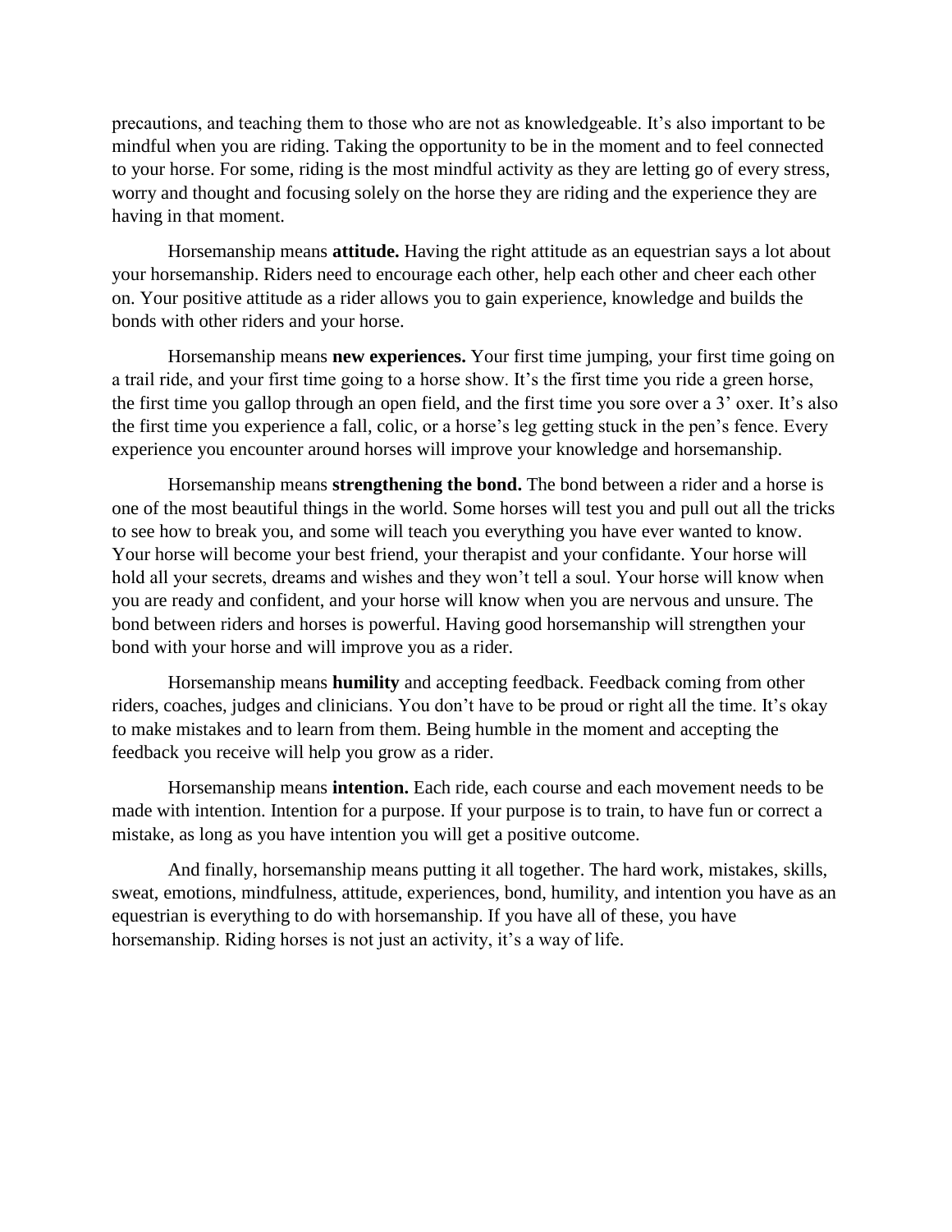precautions, and teaching them to those who are not as knowledgeable. It's also important to be mindful when you are riding. Taking the opportunity to be in the moment and to feel connected to your horse. For some, riding is the most mindful activity as they are letting go of every stress, worry and thought and focusing solely on the horse they are riding and the experience they are having in that moment.

Horsemanship means **attitude.** Having the right attitude as an equestrian says a lot about your horsemanship. Riders need to encourage each other, help each other and cheer each other on. Your positive attitude as a rider allows you to gain experience, knowledge and builds the bonds with other riders and your horse.

Horsemanship means **new experiences.** Your first time jumping, your first time going on a trail ride, and your first time going to a horse show. It's the first time you ride a green horse, the first time you gallop through an open field, and the first time you sore over a 3' oxer. It's also the first time you experience a fall, colic, or a horse's leg getting stuck in the pen's fence. Every experience you encounter around horses will improve your knowledge and horsemanship.

Horsemanship means **strengthening the bond.** The bond between a rider and a horse is one of the most beautiful things in the world. Some horses will test you and pull out all the tricks to see how to break you, and some will teach you everything you have ever wanted to know. Your horse will become your best friend, your therapist and your confidante. Your horse will hold all your secrets, dreams and wishes and they won't tell a soul. Your horse will know when you are ready and confident, and your horse will know when you are nervous and unsure. The bond between riders and horses is powerful. Having good horsemanship will strengthen your bond with your horse and will improve you as a rider.

Horsemanship means **humility** and accepting feedback. Feedback coming from other riders, coaches, judges and clinicians. You don't have to be proud or right all the time. It's okay to make mistakes and to learn from them. Being humble in the moment and accepting the feedback you receive will help you grow as a rider.

Horsemanship means **intention.** Each ride, each course and each movement needs to be made with intention. Intention for a purpose. If your purpose is to train, to have fun or correct a mistake, as long as you have intention you will get a positive outcome.

And finally, horsemanship means putting it all together. The hard work, mistakes, skills, sweat, emotions, mindfulness, attitude, experiences, bond, humility, and intention you have as an equestrian is everything to do with horsemanship. If you have all of these, you have horsemanship. Riding horses is not just an activity, it's a way of life.